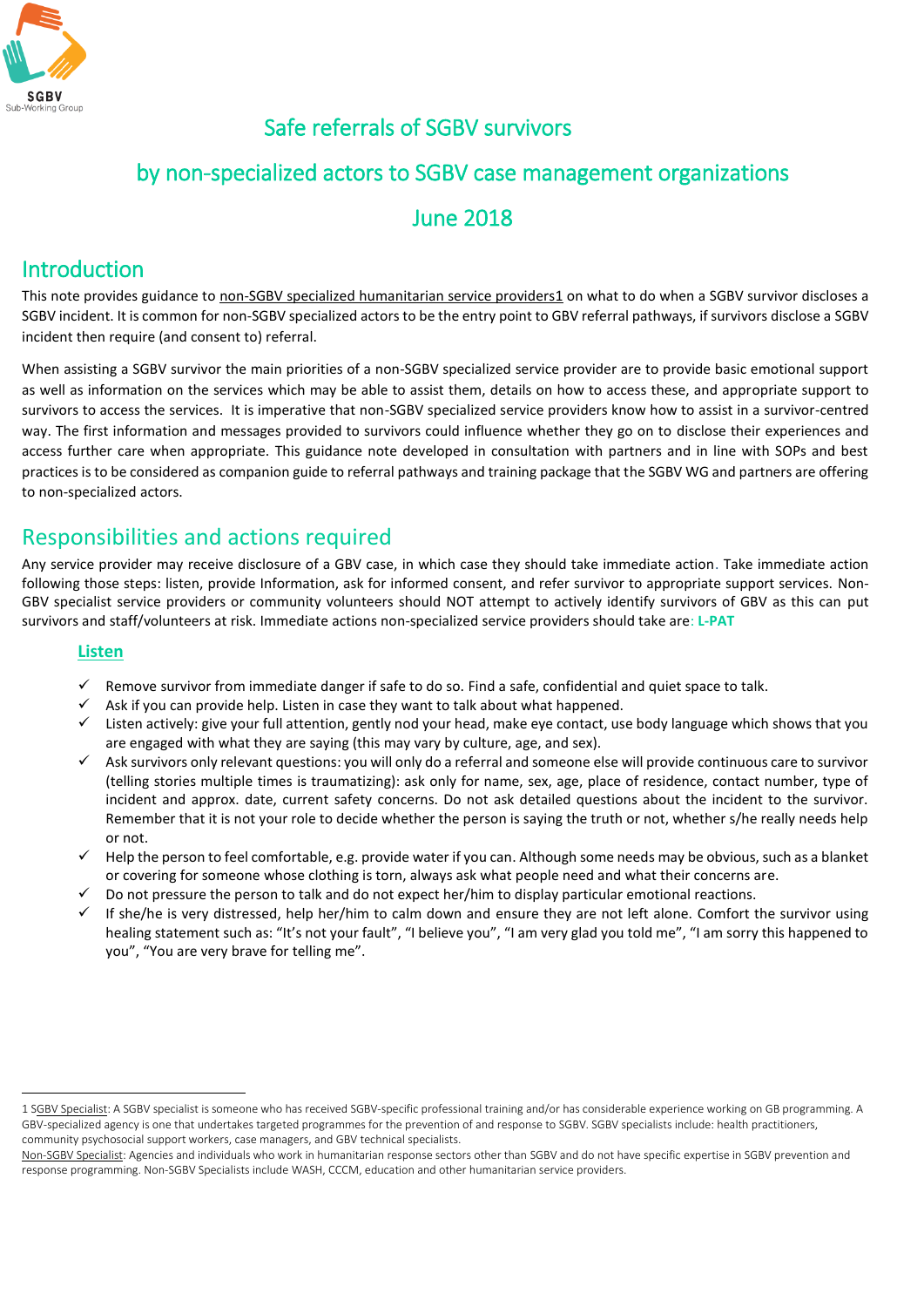SGBV
Sub-Working Group

# Safe referrals of SGBV survivors

# by non-specialized actors to SGBV case management organizations

# June 2018

## Introduction

This note provides guidance to non-SGBV specialized humanitarian service providers[1] on what to do when a SGBV survivor discloses a SGBV incident. It is common for non-SGBV specialized actors to be the entry point to GBV referral pathways, if survivors disclose a SGBV incident then require (and consent to) referral.

When assisting a SGBV survivor the main priorities of a non-SGBV specialized service provider are to provide basic emotional support as well as information on the services which may be able to assist them, details on how to access these, and appropriate support to survivors to access the services. It is imperative that non-SGBV specialized service providers know how to assist in a survivor-centred way. The first information and messages provided to survivors could influence whether they go on to disclose their experiences and access further care when appropriate. This guidance note developed in consultation with partners and in line with SOPs and best practices is to be considered as companion guide to referral pathways and training package that the SGBV WG and partners are offering to non-specialized actors.

## Responsibilities and actions required

Any service provider may receive disclosure of a GBV case, in which case they should take immediate action. Take immediate action following those steps: listen, provide Information, ask for informed consent, and refer survivor to appropriate support services. Non-GBV specialist service providers or community volunteers should NOT attempt to actively identify survivors of GBV as this can put survivors and staff/volunteers at risk. Immediate actions non-specialized service providers should take are: **L-PAT**

### Listen

- ✓ Remove survivor from immediate danger if safe to do so. Find a safe, confidential and quiet space to talk.
- ✓ Ask if you can provide help. Listen in case they want to talk about what happened.
- ✓ Listen actively: give your full attention, gently nod your head, make eye contact, use body language which shows that you are engaged with what they are saying (this may vary by culture, age, and sex).
- ✓ Ask survivors only relevant questions: you will only do a referral and someone else will provide continuous care to survivor (telling stories multiple times is traumatizing): ask only for name, sex, age, place of residence, contact number, type of incident and approx. date, current safety concerns. Do not ask detailed questions about the incident to the survivor. Remember that it is not your role to decide whether the person is saying the truth or not, whether s/he really needs help or not.
- ✓ Help the person to feel comfortable, e.g. provide water if you can. Although some needs may be obvious, such as a blanket or covering for someone whose clothing is torn, always ask what people need and what their concerns are.
- ✓ Do not pressure the person to talk and do not expect her/him to display particular emotional reactions.
- ✓ If she/he is very distressed, help her/him to calm down and ensure they are not left alone. Comfort the survivor using healing statement such as: "It's not your fault", "I believe you", "I am very glad you told me", "I am sorry this happened to you", "You are very brave for telling me".

---

[1] SGBV Specialist: A SGBV specialist is someone who has received SGBV-specific professional training and/or has considerable experience working on GB programming. A GBV-specialized agency is one that undertakes targeted programmes for the prevention of and response to SGBV. SGBV specialists include: health practitioners, community psychosocial support workers, case managers, and GBV technical specialists.
Non-SGBV Specialist: Agencies and individuals who work in humanitarian response sectors other than SGBV and do not have specific expertise in SGBV prevention and response programming. Non-SGBV Specialists include WASH, CCCM, education and other humanitarian service providers.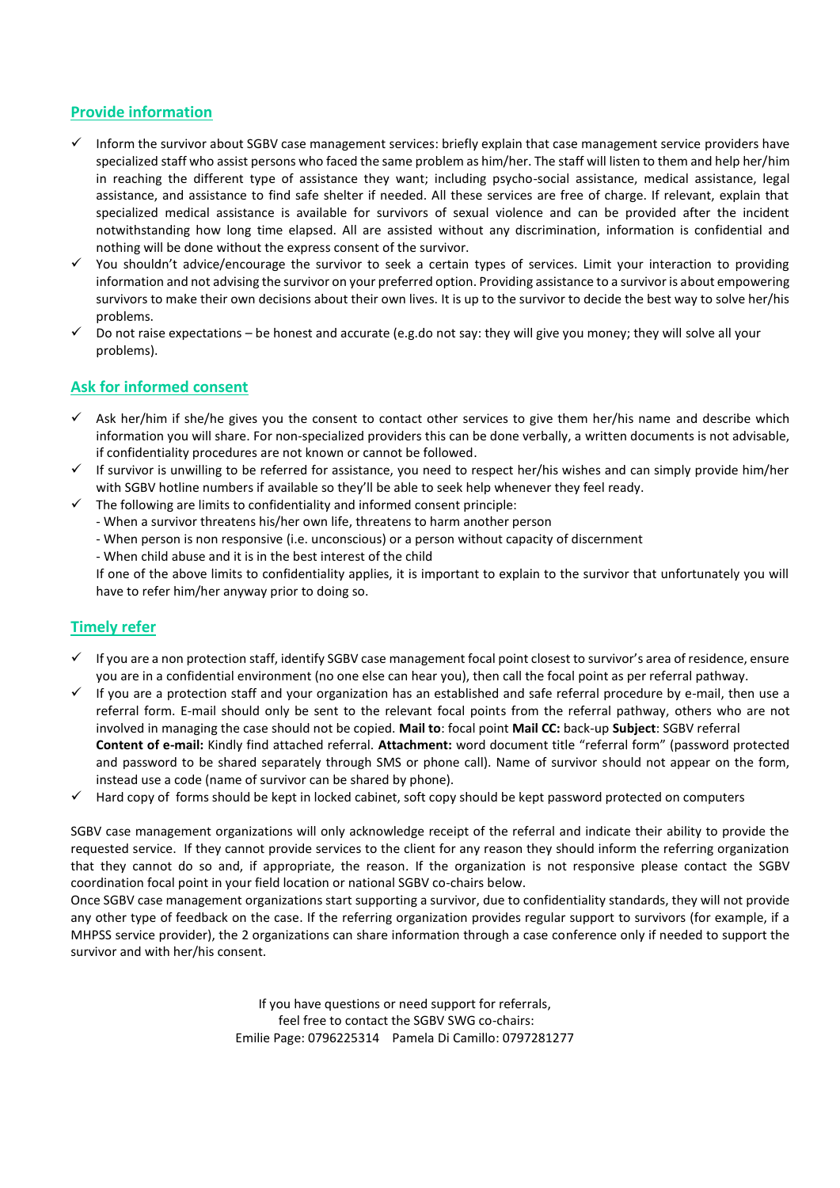## Provide information

- ✓ Inform the survivor about SGBV case management services: briefly explain that case management service providers have specialized staff who assist persons who faced the same problem as him/her. The staff will listen to them and help her/him in reaching the different type of assistance they want; including psycho-social assistance, medical assistance, legal assistance, and assistance to find safe shelter if needed. All these services are free of charge. If relevant, explain that specialized medical assistance is available for survivors of sexual violence and can be provided after the incident notwithstanding how long time elapsed. All are assisted without any discrimination, information is confidential and nothing will be done without the express consent of the survivor.
- ✓ You shouldn't advice/encourage the survivor to seek a certain types of services. Limit your interaction to providing information and not advising the survivor on your preferred option. Providing assistance to a survivor is about empowering survivors to make their own decisions about their own lives. It is up to the survivor to decide the best way to solve her/his problems.
- ✓ Do not raise expectations – be honest and accurate (e.g.do not say: they will give you money; they will solve all your problems).

## Ask for informed consent

- ✓ Ask her/him if she/he gives you the consent to contact other services to give them her/his name and describe which information you will share. For non-specialized providers this can be done verbally, a written documents is not advisable, if confidentiality procedures are not known or cannot be followed.
- ✓ If survivor is unwilling to be referred for assistance, you need to respect her/his wishes and can simply provide him/her with SGBV hotline numbers if available so they'll be able to seek help whenever they feel ready.
- ✓ The following are limits to confidentiality and informed consent principle:
  - When a survivor threatens his/her own life, threatens to harm another person
  - When person is non responsive (i.e. unconscious) or a person without capacity of discernment
  - When child abuse and it is in the best interest of the child

  If one of the above limits to confidentiality applies, it is important to explain to the survivor that unfortunately you will have to refer him/her anyway prior to doing so.

## Timely refer

- ✓ If you are a non protection staff, identify SGBV case management focal point closest to survivor's area of residence, ensure you are in a confidential environment (no one else can hear you), then call the focal point as per referral pathway.
- ✓ If you are a protection staff and your organization has an established and safe referral procedure by e-mail, then use a referral form. E-mail should only be sent to the relevant focal points from the referral pathway, others who are not involved in managing the case should not be copied. **Mail to**: focal point **Mail CC:** back-up **Subject**: SGBV referral
  **Content of e-mail:** Kindly find attached referral. **Attachment:** word document title "referral form" (password protected and password to be shared separately through SMS or phone call). Name of survivor should not appear on the form, instead use a code (name of survivor can be shared by phone).
- ✓ Hard copy of forms should be kept in locked cabinet, soft copy should be kept password protected on computers

SGBV case management organizations will only acknowledge receipt of the referral and indicate their ability to provide the requested service. If they cannot provide services to the client for any reason they should inform the referring organization that they cannot do so and, if appropriate, the reason. If the organization is not responsive please contact the SGBV coordination focal point in your field location or national SGBV co-chairs below.
Once SGBV case management organizations start supporting a survivor, due to confidentiality standards, they will not provide any other type of feedback on the case. If the referring organization provides regular support to survivors (for example, if a MHPSS service provider), the 2 organizations can share information through a case conference only if needed to support the survivor and with her/his consent.

If you have questions or need support for referrals,
feel free to contact the SGBV SWG co-chairs:
Emilie Page: 0796225314 Pamela Di Camillo: 0797281277